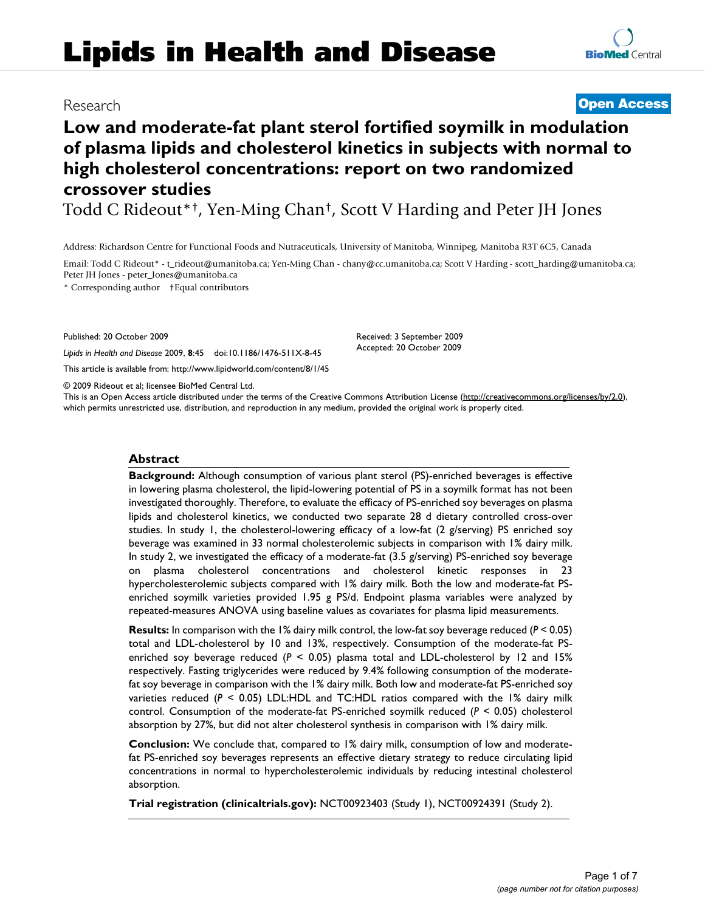Research

**Open Access**

# Low and moderate-fat plant sterol fortified soymilk in modulation of plasma lipids and cholesterol kinetics in subjects with normal to high cholesterol concentrations: report on two randomized crossover studies

Todd C Rideout*†, Yen-Ming Chan†, Scott V Harding and Peter JH Jones

Address: Richardson Centre for Functional Foods and Nutraceuticals, University of Manitoba, Winnipeg, Manitoba R3T 6C5, Canada

Email: Todd C Rideout* - t_rideout@umanitoba.ca; Yen-Ming Chan - chany@cc.umanitoba.ca; Scott V Harding - scott_harding@umanitoba.ca; Peter JH Jones - peter_Jones@umanitoba.ca

\* Corresponding author †Equal contributors

Published: 20 October 2009

*Lipids in Health and Disease* 2009, **8**:45 doi:10.1186/1476-511X-8-45

Received: 3 September 2009
Accepted: 20 October 2009

This article is available from: http://www.lipidworld.com/content/8/1/45

© 2009 Rideout et al; licensee BioMed Central Ltd.

This is an Open Access article distributed under the terms of the Creative Commons Attribution License (http://creativecommons.org/licenses/by/2.0), which permits unrestricted use, distribution, and reproduction in any medium, provided the original work is properly cited.

## Abstract

**Background:** Although consumption of various plant sterol (PS)-enriched beverages is effective in lowering plasma cholesterol, the lipid-lowering potential of PS in a soymilk format has not been investigated thoroughly. Therefore, to evaluate the efficacy of PS-enriched soy beverages on plasma lipids and cholesterol kinetics, we conducted two separate 28 d dietary controlled cross-over studies. In study 1, the cholesterol-lowering efficacy of a low-fat (2 g/serving) PS enriched soy beverage was examined in 33 normal cholesterolemic subjects in comparison with 1% dairy milk. In study 2, we investigated the efficacy of a moderate-fat (3.5 g/serving) PS-enriched soy beverage on plasma cholesterol concentrations and cholesterol kinetic responses in 23 hypercholesterolemic subjects compared with 1% dairy milk. Both the low and moderate-fat PS-enriched soymilk varieties provided 1.95 g PS/d. Endpoint plasma variables were analyzed by repeated-measures ANOVA using baseline values as covariates for plasma lipid measurements.

**Results:** In comparison with the 1% dairy milk control, the low-fat soy beverage reduced ($P < 0.05$) total and LDL-cholesterol by 10 and 13%, respectively. Consumption of the moderate-fat PS-enriched soy beverage reduced ($P < 0.05$) plasma total and LDL-cholesterol by 12 and 15% respectively. Fasting triglycerides were reduced by 9.4% following consumption of the moderate-fat soy beverage in comparison with the 1% dairy milk. Both low and moderate-fat PS-enriched soy varieties reduced ($P < 0.05$) LDL:HDL and TC:HDL ratios compared with the 1% dairy milk control. Consumption of the moderate-fat PS-enriched soymilk reduced ($P < 0.05$) cholesterol absorption by 27%, but did not alter cholesterol synthesis in comparison with 1% dairy milk.

**Conclusion:** We conclude that, compared to 1% dairy milk, consumption of low and moderate-fat PS-enriched soy beverages represents an effective dietary strategy to reduce circulating lipid concentrations in normal to hypercholesterolemic individuals by reducing intestinal cholesterol absorption.

**Trial registration (clinicaltrials.gov):** NCT00923403 (Study 1), NCT00924391 (Study 2).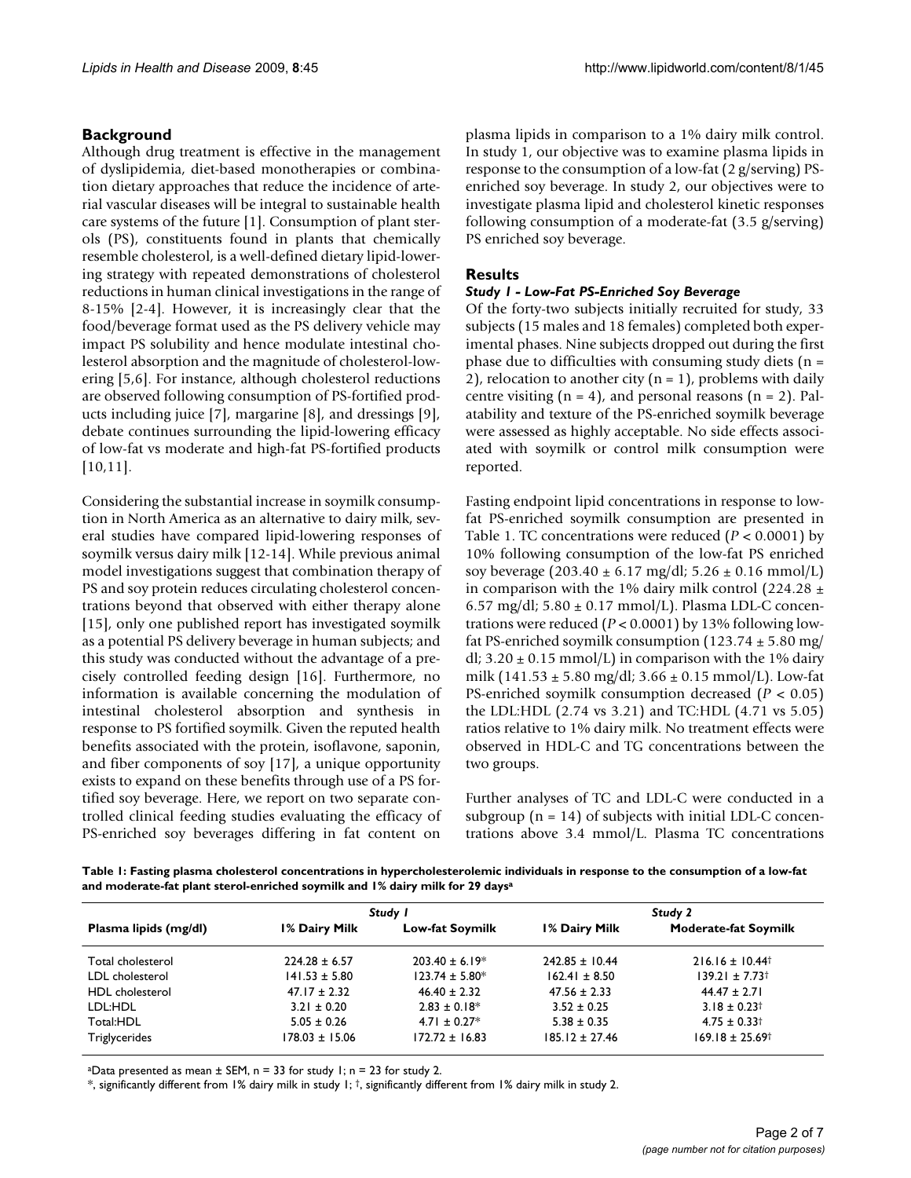## Background

Although drug treatment is effective in the management of dyslipidemia, diet-based monotherapies or combination dietary approaches that reduce the incidence of arterial vascular diseases will be integral to sustainable health care systems of the future [1]. Consumption of plant sterols (PS), constituents found in plants that chemically resemble cholesterol, is a well-defined dietary lipid-lowering strategy with repeated demonstrations of cholesterol reductions in human clinical investigations in the range of 8-15% [2-4]. However, it is increasingly clear that the food/beverage format used as the PS delivery vehicle may impact PS solubility and hence modulate intestinal cholesterol absorption and the magnitude of cholesterol-lowering [5,6]. For instance, although cholesterol reductions are observed following consumption of PS-fortified products including juice [7], margarine [8], and dressings [9], debate continues surrounding the lipid-lowering efficacy of low-fat vs moderate and high-fat PS-fortified products [10,11].

Considering the substantial increase in soymilk consumption in North America as an alternative to dairy milk, several studies have compared lipid-lowering responses of soymilk versus dairy milk [12-14]. While previous animal model investigations suggest that combination therapy of PS and soy protein reduces circulating cholesterol concentrations beyond that observed with either therapy alone [15], only one published report has investigated soymilk as a potential PS delivery beverage in human subjects; and this study was conducted without the advantage of a precisely controlled feeding design [16]. Furthermore, no information is available concerning the modulation of intestinal cholesterol absorption and synthesis in response to PS fortified soymilk. Given the reputed health benefits associated with the protein, isoflavone, saponin, and fiber components of soy [17], a unique opportunity exists to expand on these benefits through use of a PS fortified soy beverage. Here, we report on two separate controlled clinical feeding studies evaluating the efficacy of PS-enriched soy beverages differing in fat content on plasma lipids in comparison to a 1% dairy milk control. In study 1, our objective was to examine plasma lipids in response to the consumption of a low-fat (2 g/serving) PS-enriched soy beverage. In study 2, our objectives were to investigate plasma lipid and cholesterol kinetic responses following consumption of a moderate-fat (3.5 g/serving) PS enriched soy beverage.

## Results

### *Study 1 - Low-Fat PS-Enriched Soy Beverage*

Of the forty-two subjects initially recruited for study, 33 subjects (15 males and 18 females) completed both experimental phases. Nine subjects dropped out during the first phase due to difficulties with consuming study diets (n = 2), relocation to another city (n = 1), problems with daily centre visiting (n = 4), and personal reasons (n = 2). Palatability and texture of the PS-enriched soymilk beverage were assessed as highly acceptable. No side effects associated with soymilk or control milk consumption were reported.

Fasting endpoint lipid concentrations in response to low-fat PS-enriched soymilk consumption are presented in Table 1. TC concentrations were reduced ($P < 0.0001$) by 10% following consumption of the low-fat PS enriched soy beverage (203.40 ± 6.17 mg/dl; 5.26 ± 0.16 mmol/L) in comparison with the 1% dairy milk control (224.28 ± 6.57 mg/dl; 5.80 ± 0.17 mmol/L). Plasma LDL-C concentrations were reduced ($P < 0.0001$) by 13% following low-fat PS-enriched soymilk consumption (123.74 ± 5.80 mg/dl; 3.20 ± 0.15 mmol/L) in comparison with the 1% dairy milk (141.53 ± 5.80 mg/dl; 3.66 ± 0.15 mmol/L). Low-fat PS-enriched soymilk consumption decreased ($P < 0.05$) the LDL:HDL (2.74 vs 3.21) and TC:HDL (4.71 vs 5.05) ratios relative to 1% dairy milk. No treatment effects were observed in HDL-C and TG concentrations between the two groups.

Further analyses of TC and LDL-C were conducted in a subgroup (n = 14) of subjects with initial LDL-C concentrations above 3.4 mmol/L. Plasma TC concentrations

**Table 1: Fasting plasma cholesterol concentrations in hypercholesterolemic individuals in response to the consumption of a low-fat and moderate-fat plant sterol-enriched soymilk and 1% dairy milk for 29 days[a]**

| Plasma lipids (mg/dl) | *Study 1* | | *Study 2* | |
|---|---|---|---|---|
| | 1% Dairy Milk | Low-fat Soymilk | 1% Dairy Milk | Moderate-fat Soymilk |
| Total cholesterol | 224.28 ± 6.57 | 203.40 ± 6.19* | 242.85 ± 10.44 | 216.16 ± 10.44† |
| LDL cholesterol | 141.53 ± 5.80 | 123.74 ± 5.80* | 162.41 ± 8.50 | 139.21 ± 7.73† |
| HDL cholesterol | 47.17 ± 2.32 | 46.40 ± 2.32 | 47.56 ± 2.33 | 44.47 ± 2.71 |
| LDL:HDL | 3.21 ± 0.20 | 2.83 ± 0.18* | 3.52 ± 0.25 | 3.18 ± 0.23† |
| Total:HDL | 5.05 ± 0.26 | 4.71 ± 0.27* | 5.38 ± 0.35 | 4.75 ± 0.33† |
| Triglycerides | 178.03 ± 15.06 | 172.72 ± 16.83 | 185.12 ± 27.46 | 169.18 ± 25.69† |

[a]Data presented as mean ± SEM, n = 33 for study 1; n = 23 for study 2.

*, significantly different from 1% dairy milk in study 1; †, significantly different from 1% dairy milk in study 2.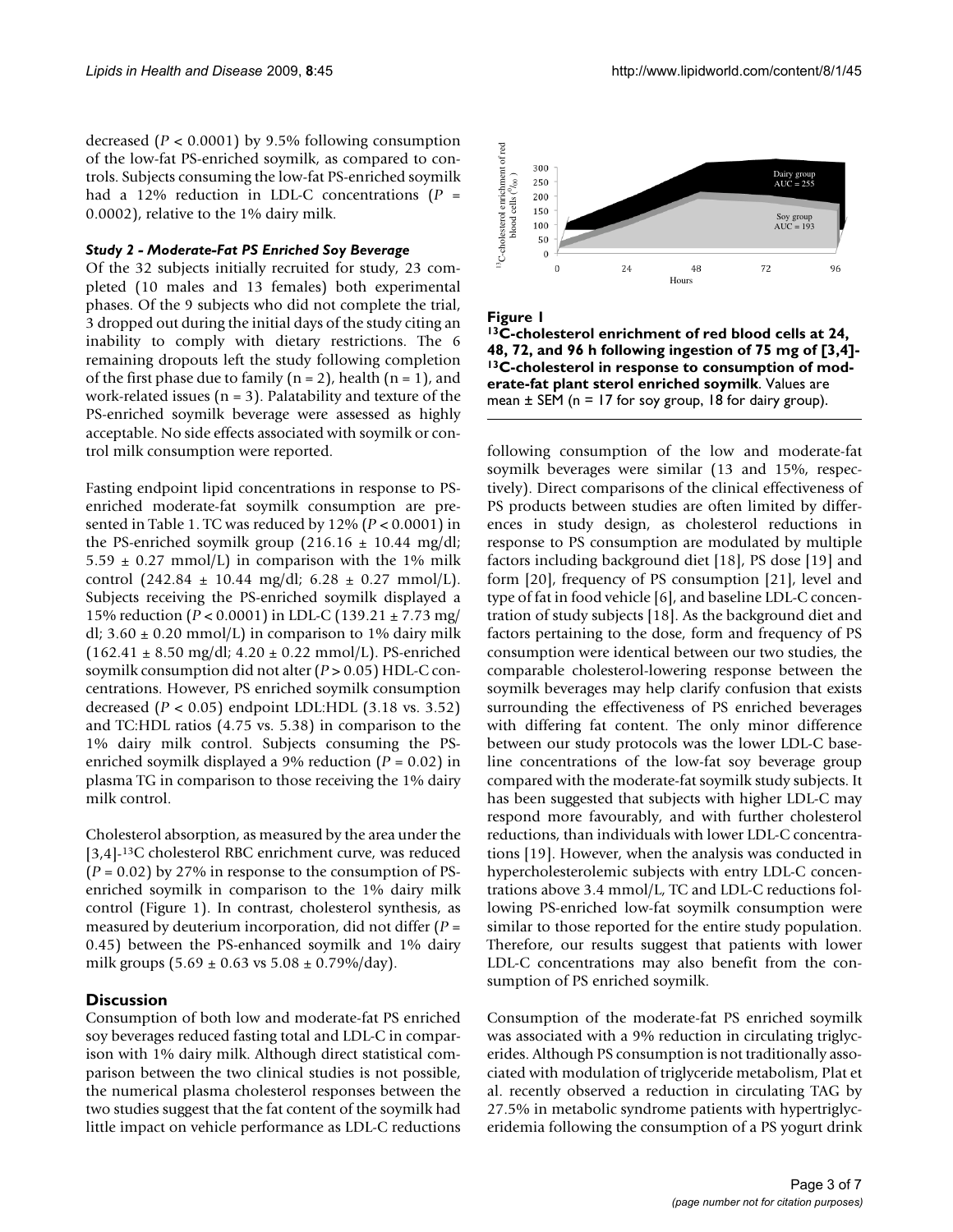decreased ($P < 0.0001$) by 9.5% following consumption of the low-fat PS-enriched soymilk, as compared to controls. Subjects consuming the low-fat PS-enriched soymilk had a 12% reduction in LDL-C concentrations ($P = 0.0002$), relative to the 1% dairy milk.

### *Study 2 - Moderate-Fat PS Enriched Soy Beverage*

Of the 32 subjects initially recruited for study, 23 completed (10 males and 13 females) both experimental phases. Of the 9 subjects who did not complete the trial, 3 dropped out during the initial days of the study citing an inability to comply with dietary restrictions. The 6 remaining dropouts left the study following completion of the first phase due to family (n = 2), health (n = 1), and work-related issues (n = 3). Palatability and texture of the PS-enriched soymilk beverage were assessed as highly acceptable. No side effects associated with soymilk or control milk consumption were reported.

Fasting endpoint lipid concentrations in response to PS-enriched moderate-fat soymilk consumption are presented in Table 1. TC was reduced by 12% ($P < 0.0001$) in the PS-enriched soymilk group (216.16 ± 10.44 mg/dl; 5.59 ± 0.27 mmol/L) in comparison with the 1% milk control (242.84 ± 10.44 mg/dl; 6.28 ± 0.27 mmol/L). Subjects receiving the PS-enriched soymilk displayed a 15% reduction ($P < 0.0001$) in LDL-C (139.21 ± 7.73 mg/dl; 3.60 ± 0.20 mmol/L) in comparison to 1% dairy milk (162.41 ± 8.50 mg/dl; 4.20 ± 0.22 mmol/L). PS-enriched soymilk consumption did not alter ($P > 0.05$) HDL-C concentrations. However, PS enriched soymilk consumption decreased ($P < 0.05$) endpoint LDL:HDL (3.18 vs. 3.52) and TC:HDL ratios (4.75 vs. 5.38) in comparison to the 1% dairy milk control. Subjects consuming the PS-enriched soymilk displayed a 9% reduction ($P = 0.02$) in plasma TG in comparison to those receiving the 1% dairy milk control.

Cholesterol absorption, as measured by the area under the [3,4]-$^{13}$C cholesterol RBC enrichment curve, was reduced ($P = 0.02$) by 27% in response to the consumption of PS-enriched soymilk in comparison to the 1% dairy milk control (Figure 1). In contrast, cholesterol synthesis, as measured by deuterium incorporation, did not differ ($P = 0.45$) between the PS-enhanced soymilk and 1% dairy milk groups (5.69 ± 0.63 vs 5.08 ± 0.79%/day).

**Figure 1**
**$^{13}$C-cholesterol enrichment of red blood cells at 24, 48, 72, and 96 h following ingestion of 75 mg of [3,4]-$^{13}$C-cholesterol in response to consumption of moderate-fat plant sterol enriched soymilk**. Values are mean ± SEM (n = 17 for soy group, 18 for dairy group).

## Discussion

Consumption of both low and moderate-fat PS enriched soy beverages reduced fasting total and LDL-C in comparison with 1% dairy milk. Although direct statistical comparison between the two clinical studies is not possible, the numerical plasma cholesterol responses between the two studies suggest that the fat content of the soymilk had little impact on vehicle performance as LDL-C reductions following consumption of the low and moderate-fat soymilk beverages were similar (13 and 15%, respectively). Direct comparisons of the clinical effectiveness of PS products between studies are often limited by differences in study design, as cholesterol reductions in response to PS consumption are modulated by multiple factors including background diet [18], PS dose [19] and form [20], frequency of PS consumption [21], level and type of fat in food vehicle [6], and baseline LDL-C concentration of study subjects [18]. As the background diet and factors pertaining to the dose, form and frequency of PS consumption were identical between our two studies, the comparable cholesterol-lowering response between the soymilk beverages may help clarify confusion that exists surrounding the effectiveness of PS enriched beverages with differing fat content. The only minor difference between our study protocols was the lower LDL-C baseline concentrations of the low-fat soy beverage group compared with the moderate-fat soymilk study subjects. It has been suggested that subjects with higher LDL-C may respond more favourably, and with further cholesterol reductions, than individuals with lower LDL-C concentrations [19]. However, when the analysis was conducted in hypercholesterolemic subjects with entry LDL-C concentrations above 3.4 mmol/L, TC and LDL-C reductions following PS-enriched low-fat soymilk consumption were similar to those reported for the entire study population. Therefore, our results suggest that patients with lower LDL-C concentrations may also benefit from the consumption of PS enriched soymilk.

Consumption of the moderate-fat PS enriched soymilk was associated with a 9% reduction in circulating triglycerides. Although PS consumption is not traditionally associated with modulation of triglyceride metabolism, Plat et al. recently observed a reduction in circulating TAG by 27.5% in metabolic syndrome patients with hypertriglyceridemia following the consumption of a PS yogurt drink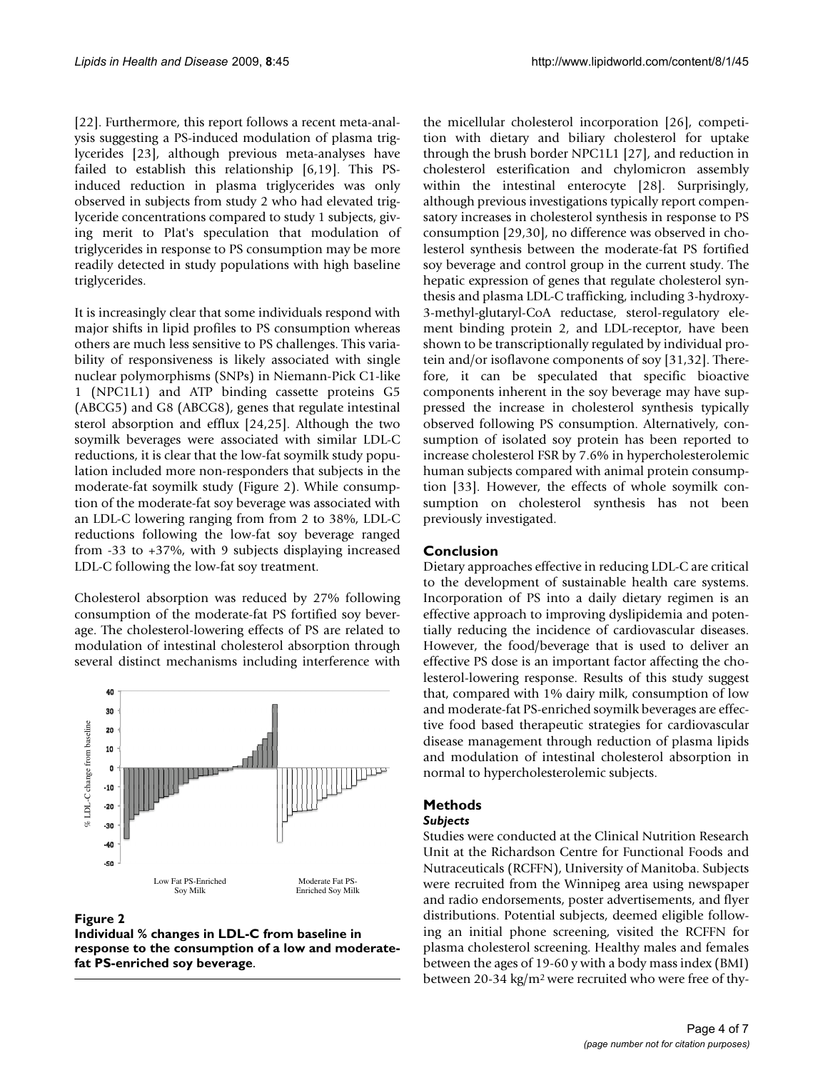[22]. Furthermore, this report follows a recent meta-analysis suggesting a PS-induced modulation of plasma triglycerides [23], although previous meta-analyses have failed to establish this relationship [6,19]. This PS-induced reduction in plasma triglycerides was only observed in subjects from study 2 who had elevated triglyceride concentrations compared to study 1 subjects, giving merit to Plat's speculation that modulation of triglycerides in response to PS consumption may be more readily detected in study populations with high baseline triglycerides.

It is increasingly clear that some individuals respond with major shifts in lipid profiles to PS consumption whereas others are much less sensitive to PS challenges. This variability of responsiveness is likely associated with single nuclear polymorphisms (SNPs) in Niemann-Pick C1-like 1 (NPC1L1) and ATP binding cassette proteins G5 (ABCG5) and G8 (ABCG8), genes that regulate intestinal sterol absorption and efflux [24,25]. Although the two soymilk beverages were associated with similar LDL-C reductions, it is clear that the low-fat soymilk study population included more non-responders that subjects in the moderate-fat soymilk study (Figure 2). While consumption of the moderate-fat soy beverage was associated with an LDL-C lowering ranging from from 2 to 38%, LDL-C reductions following the low-fat soy beverage ranged from -33 to +37%, with 9 subjects displaying increased LDL-C following the low-fat soy treatment.

Cholesterol absorption was reduced by 27% following consumption of the moderate-fat PS fortified soy beverage. The cholesterol-lowering effects of PS are related to modulation of intestinal cholesterol absorption through several distinct mechanisms including interference with the micellular cholesterol incorporation [26], competition with dietary and biliary cholesterol for uptake through the brush border NPC1L1 [27], and reduction in cholesterol esterification and chylomicron assembly within the intestinal enterocyte [28]. Surprisingly, although previous investigations typically report compensatory increases in cholesterol synthesis in response to PS consumption [29,30], no difference was observed in cholesterol synthesis between the moderate-fat PS fortified soy beverage and control group in the current study. The hepatic expression of genes that regulate cholesterol synthesis and plasma LDL-C trafficking, including 3-hydroxy-3-methyl-glutaryl-CoA reductase, sterol-regulatory element binding protein 2, and LDL-receptor, have been shown to be transcriptionally regulated by individual protein and/or isoflavone components of soy [31,32]. Therefore, it can be speculated that specific bioactive components inherent in the soy beverage may have suppressed the increase in cholesterol synthesis typically observed following PS consumption. Alternatively, consumption of isolated soy protein has been reported to increase cholesterol FSR by 7.6% in hypercholesterolemic human subjects compared with animal protein consumption [33]. However, the effects of whole soymilk consumption on cholesterol synthesis has not been previously investigated.

**Figure 2**
**Individual % changes in LDL-C from baseline in response to the consumption of a low and moderate-fat PS-enriched soy beverage.**

## Conclusion

Dietary approaches effective in reducing LDL-C are critical to the development of sustainable health care systems. Incorporation of PS into a daily dietary regimen is an effective approach to improving dyslipidemia and potentially reducing the incidence of cardiovascular diseases. However, the food/beverage that is used to deliver an effective PS dose is an important factor affecting the cholesterol-lowering response. Results of this study suggest that, compared with 1% dairy milk, consumption of low and moderate-fat PS-enriched soymilk beverages are effective food based therapeutic strategies for cardiovascular disease management through reduction of plasma lipids and modulation of intestinal cholesterol absorption in normal to hypercholesterolemic subjects.

## Methods

### *Subjects*

Studies were conducted at the Clinical Nutrition Research Unit at the Richardson Centre for Functional Foods and Nutraceuticals (RCFFN), University of Manitoba. Subjects were recruited from the Winnipeg area using newspaper and radio endorsements, poster advertisements, and flyer distributions. Potential subjects, deemed eligible following an initial phone screening, visited the RCFFN for plasma cholesterol screening. Healthy males and females between the ages of 19-60 y with a body mass index (BMI) between 20-34 kg/m$^2$ were recruited who were free of thy-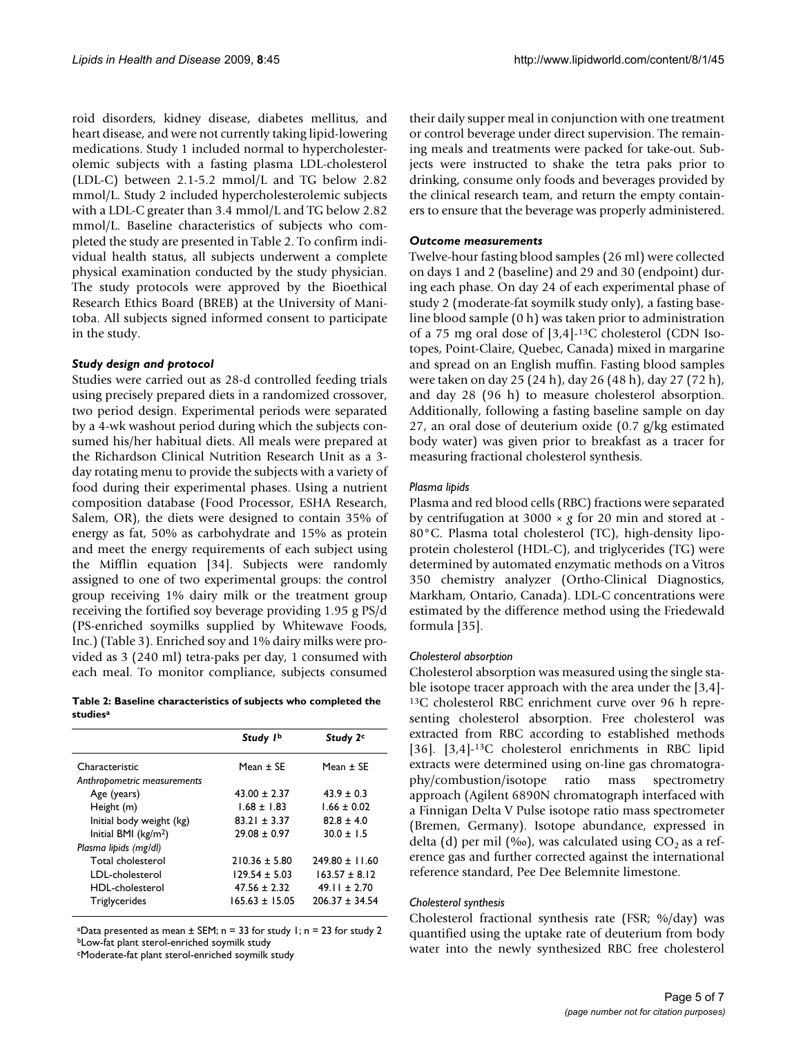roid disorders, kidney disease, diabetes mellitus, and heart disease, and were not currently taking lipid-lowering medications. Study 1 included normal to hypercholesterolemic subjects with a fasting plasma LDL-cholesterol (LDL-C) between 2.1-5.2 mmol/L and TG below 2.82 mmol/L. Study 2 included hypercholesterolemic subjects with a LDL-C greater than 3.4 mmol/L and TG below 2.82 mmol/L. Baseline characteristics of subjects who completed the study are presented in Table 2. To confirm individual health status, all subjects underwent a complete physical examination conducted by the study physician. The study protocols were approved by the Bioethical Research Ethics Board (BREB) at the University of Manitoba. All subjects signed informed consent to participate in the study.

### *Study design and protocol*

Studies were carried out as 28-d controlled feeding trials using precisely prepared diets in a randomized crossover, two period design. Experimental periods were separated by a 4-wk washout period during which the subjects consumed his/her habitual diets. All meals were prepared at the Richardson Clinical Nutrition Research Unit as a 3-day rotating menu to provide the subjects with a variety of food during their experimental phases. Using a nutrient composition database (Food Processor, ESHA Research, Salem, OR), the diets were designed to contain 35% of energy as fat, 50% as carbohydrate and 15% as protein and meet the energy requirements of each subject using the Mifflin equation [34]. Subjects were randomly assigned to one of two experimental groups: the control group receiving 1% dairy milk or the treatment group receiving the fortified soy beverage providing 1.95 g PS/d (PS-enriched soymilks supplied by Whitewave Foods, Inc.) (Table 3). Enriched soy and 1% dairy milks were provided as 3 (240 ml) tetra-paks per day, 1 consumed with each meal. To monitor compliance, subjects consumed their daily supper meal in conjunction with one treatment or control beverage under direct supervision. The remaining meals and treatments were packed for take-out. Subjects were instructed to shake the tetra paks prior to drinking, consume only foods and beverages provided by the clinical research team, and return the empty containers to ensure that the beverage was properly administered.

**Table 2: Baseline characteristics of subjects who completed the studies[a]**

| | *Study 1*[b] | *Study 2*[c] |
|---|---|---|
| Characteristic | Mean ± SE | Mean ± SE |
| *Anthropometric measurements* | | |
| Age (years) | 43.00 ± 2.37 | 43.9 ± 0.3 |
| Height (m) | 1.68 ± 1.83 | 1.66 ± 0.02 |
| Initial body weight (kg) | 83.21 ± 3.37 | 82.8 ± 4.0 |
| Initial BMI (kg/m$^2$) | 29.08 ± 0.97 | 30.0 ± 1.5 |
| *Plasma lipids (mg/dl)* | | |
| Total cholesterol | 210.36 ± 5.80 | 249.80 ± 11.60 |
| LDL-cholesterol | 129.54 ± 5.03 | 163.57 ± 8.12 |
| HDL-cholesterol | 47.56 ± 2.32 | 49.11 ± 2.70 |
| Triglycerides | 165.63 ± 15.05 | 206.37 ± 34.54 |

[a]Data presented as mean ± SEM; n = 33 for study 1; n = 23 for study 2
[b]Low-fat plant sterol-enriched soymilk study
[c]Moderate-fat plant sterol-enriched soymilk study

### *Outcome measurements*

Twelve-hour fasting blood samples (26 ml) were collected on days 1 and 2 (baseline) and 29 and 30 (endpoint) during each phase. On day 24 of each experimental phase of study 2 (moderate-fat soymilk study only), a fasting baseline blood sample (0 h) was taken prior to administration of a 75 mg oral dose of [3,4]-$^{13}$C cholesterol (CDN Isotopes, Point-Claire, Quebec, Canada) mixed in margarine and spread on an English muffin. Fasting blood samples were taken on day 25 (24 h), day 26 (48 h), day 27 (72 h), and day 28 (96 h) to measure cholesterol absorption. Additionally, following a fasting baseline sample on day 27, an oral dose of deuterium oxide (0.7 g/kg estimated body water) was given prior to breakfast as a tracer for measuring fractional cholesterol synthesis.

#### *Plasma lipids*

Plasma and red blood cells (RBC) fractions were separated by centrifugation at 3000 × *g* for 20 min and stored at -80°C. Plasma total cholesterol (TC), high-density lipoprotein cholesterol (HDL-C), and triglycerides (TG) were determined by automated enzymatic methods on a Vitros 350 chemistry analyzer (Ortho-Clinical Diagnostics, Markham, Ontario, Canada). LDL-C concentrations were estimated by the difference method using the Friedewald formula [35].

#### *Cholesterol absorption*

Cholesterol absorption was measured using the single stable isotope tracer approach with the area under the [3,4]-$^{13}$C cholesterol RBC enrichment curve over 96 h representing cholesterol absorption. Free cholesterol was extracted from RBC according to established methods [36]. [3,4]-$^{13}$C cholesterol enrichments in RBC lipid extracts were determined using on-line gas chromatography/combustion/isotope ratio mass spectrometry approach (Agilent 6890N chromatograph interfaced with a Finnigan Delta V Pulse isotope ratio mass spectrometer (Bremen, Germany). Isotope abundance, expressed in delta (d) per mil (‰), was calculated using $CO_2$ as a reference gas and further corrected against the international reference standard, Pee Dee Belemnite limestone.

#### *Cholesterol synthesis*

Cholesterol fractional synthesis rate (FSR; %/day) was quantified using the uptake rate of deuterium from body water into the newly synthesized RBC free cholesterol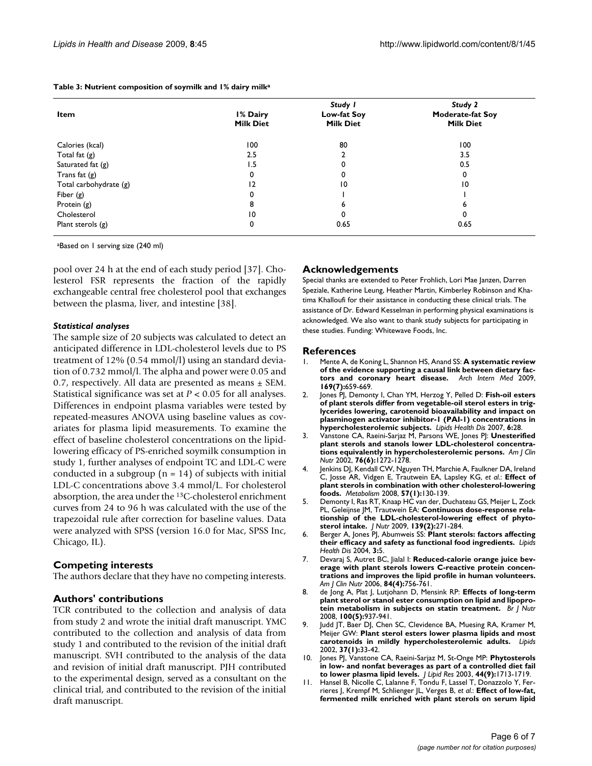**Table 3: Nutrient composition of soymilk and 1% dairy milk[a]**

| Item | 1% Dairy Milk Diet | Study 1 Low-fat Soy Milk Diet | Study 2 Moderate-fat Soy Milk Diet |
|---|---|---|---|
| Calories (kcal) | 100 | 80 | 100 |
| Total fat (g) | 2.5 | 2 | 3.5 |
| Saturated fat (g) | 1.5 | 0 | 0.5 |
| Trans fat (g) | 0 | 0 | 0 |
| Total carbohydrate (g) | 12 | 10 | 10 |
| Fiber (g) | 0 | 1 | 1 |
| Protein (g) | 8 | 6 | 6 |
| Cholesterol | 10 | 0 | 0 |
| Plant sterols (g) | 0 | 0.65 | 0.65 |

[a]Based on 1 serving size (240 ml)

pool over 24 h at the end of each study period [37]. Cholesterol FSR represents the fraction of the rapidly exchangeable central free cholesterol pool that exchanges between the plasma, liver, and intestine [38].

### *Statistical analyses*

The sample size of 20 subjects was calculated to detect an anticipated difference in LDL-cholesterol levels due to PS treatment of 12% (0.54 mmol/l) using an standard deviation of 0.732 mmol/l. The alpha and power were 0.05 and 0.7, respectively. All data are presented as means ± SEM. Statistical significance was set at $P < 0.05$ for all analyses. Differences in endpoint plasma variables were tested by repeated-measures ANOVA using baseline values as covariates for plasma lipid measurements. To examine the effect of baseline cholesterol concentrations on the lipid-lowering efficacy of PS-enriched soymilk consumption in study 1, further analyses of endpoint TC and LDL-C were conducted in a subgroup ($n = 14$) of subjects with initial LDL-C concentrations above 3.4 mmol/L. For cholesterol absorption, the area under the $^{13}$C-cholesterol enrichment curves from 24 to 96 h was calculated with the use of the trapezoidal rule after correction for baseline values. Data were analyzed with SPSS (version 16.0 for Mac, SPSS Inc, Chicago, IL).

## Competing interests

The authors declare that they have no competing interests.

## Authors' contributions

TCR contributed to the collection and analysis of data from study 2 and wrote the initial draft manuscript. YMC contributed to the collection and analysis of data from study 1 and contributed to the revision of the initial draft manuscript. SVH contributed to the analysis of the data and revision of initial draft manuscript. PJH contributed to the experimental design, served as a consultant on the clinical trial, and contributed to the revision of the initial draft manuscript.

## Acknowledgements

Special thanks are extended to Peter Frohlich, Lori Mae Janzen, Darren Speziale, Katherine Leung, Heather Martin, Kimberley Robinson and Khatima Khalloufi for their assistance in conducting these clinical trials. The assistance of Dr. Edward Kesselman in performing physical examinations is acknowledged. We also want to thank study subjects for participating in these studies. Funding: Whitewave Foods, Inc.

## References

1. Mente A, de Koning L, Shannon HS, Anand SS: **A systematic review of the evidence supporting a causal link between dietary factors and coronary heart disease.** *Arch Intern Med* 2009, **169(7):**659-669.
2. Jones PJ, Demonty I, Chan YM, Herzog Y, Pelled D: **Fish-oil esters of plant sterols differ from vegetable-oil sterol esters in triglycerides lowering, carotenoid bioavailability and impact on plasminogen activator inhibitor-1 (PAI-1) concentrations in hypercholesterolemic subjects.** *Lipids Health Dis* 2007, **6:**28.
3. Vanstone CA, Raeini-Sarjaz M, Parsons WE, Jones PJ: **Unesterified plant sterols and stanols lower LDL-cholesterol concentrations equivalently in hypercholesterolemic persons.** *Am J Clin Nutr* 2002, **76(6):**1272-1278.
4. Jenkins DJ, Kendall CW, Nguyen TH, Marchie A, Faulkner DA, Ireland C, Josse AR, Vidgen E, Trautwein EA, Lapsley KG, *et al.*: **Effect of plant sterols in combination with other cholesterol-lowering foods.** *Metabolism* 2008, **57(1):**130-139.
5. Demonty I, Ras RT, Knaap HC van der, Duchateau GS, Meijer L, Zock PL, Geleijnse JM, Trautwein EA: **Continuous dose-response relationship of the LDL-cholesterol-lowering effect of phytosterol intake.** *J Nutr* 2009, **139(2):**271-284.
6. Berger A, Jones PJ, Abumweis SS: **Plant sterols: factors affecting their efficacy and safety as functional food ingredients.** *Lipids Health Dis* 2004, **3:**5.
7. Devaraj S, Autret BC, Jialal I: **Reduced-calorie orange juice beverage with plant sterols lowers C-reactive protein concentrations and improves the lipid profile in human volunteers.** *Am J Clin Nutr* 2006, **84(4):**756-761.
8. de Jong A, Plat J, Lutjohann D, Mensink RP: **Effects of long-term plant sterol or stanol ester consumption on lipid and lipoprotein metabolism in subjects on statin treatment.** *Br J Nutr* 2008, **100(5):**937-941.
9. Judd JT, Baer DJ, Chen SC, Clevidence BA, Muesing RA, Kramer M, Meijer GW: **Plant sterol esters lower plasma lipids and most carotenoids in mildly hypercholesterolemic adults.** *Lipids* 2002, **37(1):**33-42.
10. Jones PJ, Vanstone CA, Raeini-Sarjaz M, St-Onge MP: **Phytosterols in low- and nonfat beverages as part of a controlled diet fail to lower plasma lipid levels.** *J Lipid Res* 2003, **44(9):**1713-1719.
11. Hansel B, Nicolle C, Lalanne F, Tondu F, Lassel T, Donazzolo Y, Ferrieres J, Krempf M, Schlienger JL, Verges B, *et al.*: **Effect of low-fat, fermented milk enriched with plant sterols on serum lipid**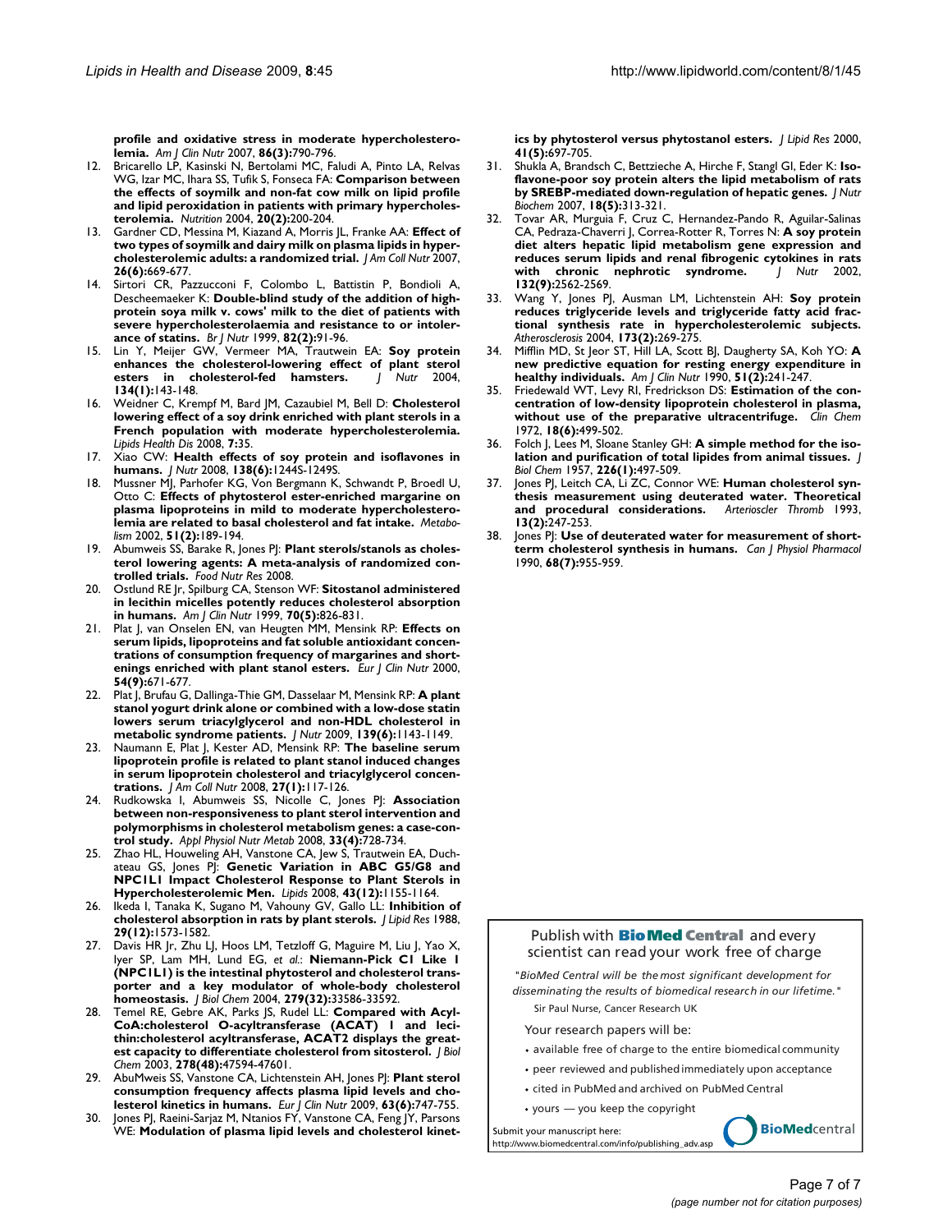profile and oxidative stress in moderate hypercholesterolemia. *Am J Clin Nutr* 2007, **86(3):**790-796.

12. Bricarello LP, Kasinski N, Bertolami MC, Faludi A, Pinto LA, Relvas WG, Izar MC, Ihara SS, Tufik S, Fonseca FA: **Comparison between the effects of soymilk and non-fat cow milk on lipid profile and lipid peroxidation in patients with primary hypercholesterolemia.** *Nutrition* 2004, **20(2):**200-204.
13. Gardner CD, Messina M, Kiazand A, Morris JL, Franke AA: **Effect of two types of soymilk and dairy milk on plasma lipids in hypercholesterolemic adults: a randomized trial.** *J Am Coll Nutr* 2007, **26(6):**669-677.
14. Sirtori CR, Pazzucconi F, Colombo L, Battistin P, Bondioli A, Descheemaeker K: **Double-blind study of the addition of high-protein soya milk v. cows' milk to the diet of patients with severe hypercholesterolaemia and resistance to or intolerance of statins.** *Br J Nutr* 1999, **82(2):**91-96.
15. Lin Y, Meijer GW, Vermeer MA, Trautwein EA: **Soy protein enhances the cholesterol-lowering effect of plant sterol esters in cholesterol-fed hamsters.** *J Nutr* 2004, **134(1):**143-148.
16. Weidner C, Krempf M, Bard JM, Cazaubiel M, Bell D: **Cholesterol lowering effect of a soy drink enriched with plant sterols in a French population with moderate hypercholesterolemia.** *Lipids Health Dis* 2008, **7:**35.
17. Xiao CW: **Health effects of soy protein and isoflavones in humans.** *J Nutr* 2008, **138(6):**1244S-1249S.
18. Mussner MJ, Parhofer KG, Von Bergmann K, Schwandt P, Broedl U, Otto C: **Effects of phytosterol ester-enriched margarine on plasma lipoproteins in mild to moderate hypercholesterolemia are related to basal cholesterol and fat intake.** *Metabolism* 2002, **51(2):**189-194.
19. Abumweis SS, Barake R, Jones PJ: **Plant sterols/stanols as cholesterol lowering agents: A meta-analysis of randomized controlled trials.** *Food Nutr Res* 2008.
20. Ostlund RE Jr, Spilburg CA, Stenson WF: **Sitostanol administered in lecithin micelles potently reduces cholesterol absorption in humans.** *Am J Clin Nutr* 1999, **70(5):**826-831.
21. Plat J, van Onselen EN, van Heugten MM, Mensink RP: **Effects on serum lipids, lipoproteins and fat soluble antioxidant concentrations of consumption frequency of margarines and shortenings enriched with plant stanol esters.** *Eur J Clin Nutr* 2000, **54(9):**671-677.
22. Plat J, Brufau G, Dallinga-Thie GM, Dasselaar M, Mensink RP: **A plant stanol yogurt drink alone or combined with a low-dose statin lowers serum triacylglycerol and non-HDL cholesterol in metabolic syndrome patients.** *J Nutr* 2009, **139(6):**1143-1149.
23. Naumann E, Plat J, Kester AD, Mensink RP: **The baseline serum lipoprotein profile is related to plant stanol induced changes in serum lipoprotein cholesterol and triacylglycerol concentrations.** *J Am Coll Nutr* 2008, **27(1):**117-126.
24. Rudkowska I, Abumweis SS, Nicolle C, Jones PJ: **Association between non-responsiveness to plant sterol intervention and polymorphisms in cholesterol metabolism genes: a case-control study.** *Appl Physiol Nutr Metab* 2008, **33(4):**728-734.
25. Zhao HL, Houweling AH, Vanstone CA, Jew S, Trautwein EA, Duchateau GS, Jones PJ: **Genetic Variation in ABC G5/G8 and NPC1L1 Impact Cholesterol Response to Plant Sterols in Hypercholesterolemic Men.** *Lipids* 2008, **43(12):**1155-1164.
26. Ikeda I, Tanaka K, Sugano M, Vahouny GV, Gallo LL: **Inhibition of cholesterol absorption in rats by plant sterols.** *J Lipid Res* 1988, **29(12):**1573-1582.
27. Davis HR Jr, Zhu LJ, Hoos LM, Tetzloff G, Maguire M, Liu J, Yao X, Iyer SP, Lam MH, Lund EG, *et al.*: **Niemann-Pick C1 Like 1 (NPC1L1) is the intestinal phytosterol and cholesterol transporter and a key modulator of whole-body cholesterol homeostasis.** *J Biol Chem* 2004, **279(32):**33586-33592.
28. Temel RE, Gebre AK, Parks JS, Rudel LL: **Compared with Acyl-CoA:cholesterol O-acyltransferase (ACAT) 1 and lecithin:cholesterol acyltransferase, ACAT2 displays the greatest capacity to differentiate cholesterol from sitosterol.** *J Biol Chem* 2003, **278(48):**47594-47601.
29. AbuMweis SS, Vanstone CA, Lichtenstein AH, Jones PJ: **Plant sterol consumption frequency affects plasma lipid levels and cholesterol kinetics in humans.** *Eur J Clin Nutr* 2009, **63(6):**747-755.
30. Jones PJ, Raeini-Sarjaz M, Ntanios FY, Vanstone CA, Feng JY, Parsons WE: **Modulation of plasma lipid levels and cholesterol kinetics by phytosterol versus phytostanol esters.** *J Lipid Res* 2000, **41(5):**697-705.
31. Shukla A, Brandsch C, Bettzieche A, Hirche F, Stangl GI, Eder K: **Isoflavone-poor soy protein alters the lipid metabolism of rats by SREBP-mediated down-regulation of hepatic genes.** *J Nutr Biochem* 2007, **18(5):**313-321.
32. Tovar AR, Murguia F, Cruz C, Hernandez-Pando R, Aguilar-Salinas CA, Pedraza-Chaverri J, Correa-Rotter R, Torres N: **A soy protein diet alters hepatic lipid metabolism gene expression and reduces serum lipids and renal fibrogenic cytokines in rats with chronic nephrotic syndrome.** *J Nutr* 2002, **132(9):**2562-2569.
33. Wang Y, Jones PJ, Ausman LM, Lichtenstein AH: **Soy protein reduces triglyceride levels and triglyceride fatty acid fractional synthesis rate in hypercholesterolemic subjects.** *Atherosclerosis* 2004, **173(2):**269-275.
34. Mifflin MD, St Jeor ST, Hill LA, Scott BJ, Daugherty SA, Koh YO: **A new predictive equation for resting energy expenditure in healthy individuals.** *Am J Clin Nutr* 1990, **51(2):**241-247.
35. Friedewald WT, Levy RI, Fredrickson DS: **Estimation of the concentration of low-density lipoprotein cholesterol in plasma, without use of the preparative ultracentrifuge.** *Clin Chem* 1972, **18(6):**499-502.
36. Folch J, Lees M, Sloane Stanley GH: **A simple method for the isolation and purification of total lipides from animal tissues.** *J Biol Chem* 1957, **226(1):**497-509.
37. Jones PJ, Leitch CA, Li ZC, Connor WE: **Human cholesterol synthesis measurement using deuterated water. Theoretical and procedural considerations.** *Arterioscler Thromb* 1993, **13(2):**247-253.
38. Jones PJ: **Use of deuterated water for measurement of short-term cholesterol synthesis in humans.** *Can J Physiol Pharmacol* 1990, **68(7):**955-959.

Publish with **BioMed Central** and every scientist can read your work free of charge

*"BioMed Central will be the most significant development for disseminating the results of biomedical research in our lifetime."*

Sir Paul Nurse, Cancer Research UK

Your research papers will be:

- available free of charge to the entire biomedical community
- peer reviewed and published immediately upon acceptance
- cited in PubMed and archived on PubMed Central
- yours — you keep the copyright

Submit your manuscript here:
http://www.biomedcentral.com/info/publishing_adv.asp

BioMedcentral